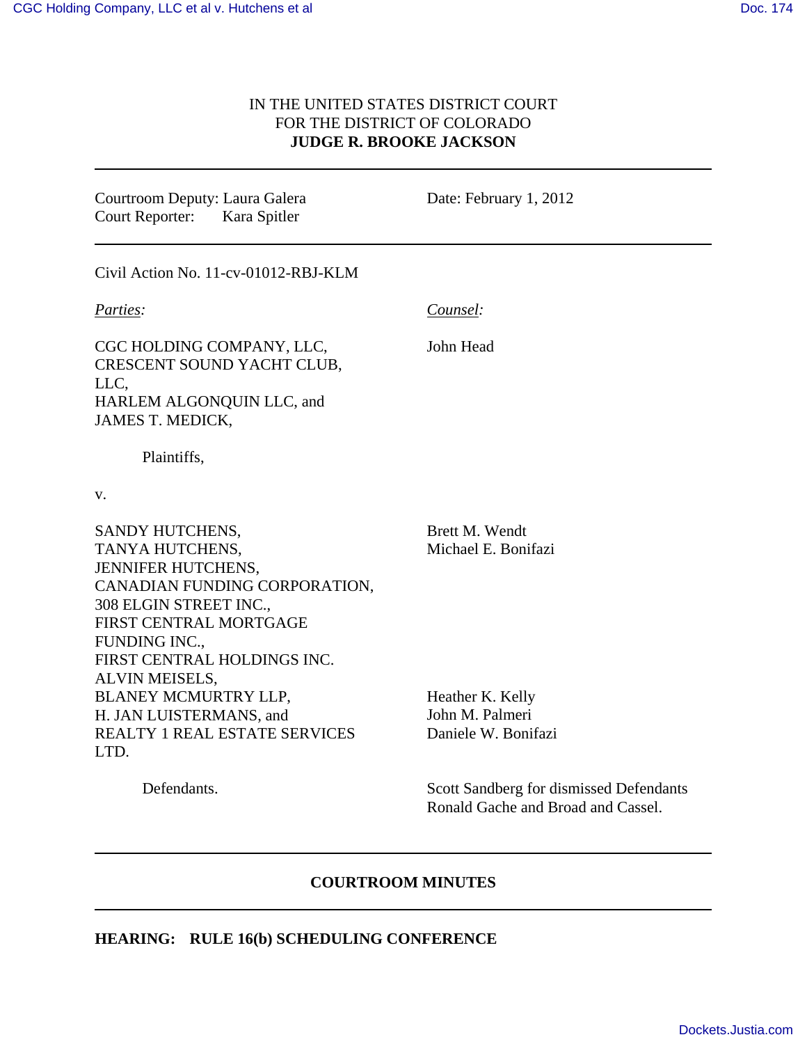IN THE UNITED STATES DISTRICT COURT
FOR THE DISTRICT OF COLORADO
**JUDGE R. BROOKE JACKSON**

---

Courtroom Deputy: Laura Galera
Court Reporter: Kara Spitler

Date: February 1, 2012

---

Civil Action No. 11-cv-01012-RBJ-KLM

| *Parties:* | *Counsel:* |
|---|---|
| CGC HOLDING COMPANY, LLC, CRESCENT SOUND YACHT CLUB, LLC, HARLEM ALGONQUIN LLC, and JAMES T. MEDICK, | John Head |
| Plaintiffs, | |
| v. | |
| SANDY HUTCHENS, TANYA HUTCHENS, JENNIFER HUTCHENS, CANADIAN FUNDING CORPORATION, 308 ELGIN STREET INC., FIRST CENTRAL MORTGAGE FUNDING INC., FIRST CENTRAL HOLDINGS INC. | Brett M. Wendt<br>Michael E. Bonifazi |
| ALVIN MEISELS, BLANEY MCMURTRY LLP, H. JAN LUISTERMANS, and REALTY 1 REAL ESTATE SERVICES LTD. | Heather K. Kelly<br>John M. Palmeri<br>Daniele W. Bonifazi |
| Defendants. | Scott Sandberg for dismissed Defendants Ronald Gache and Broad and Cassel. |

---

## COURTROOM MINUTES

---

**HEARING: RULE 16(b) SCHEDULING CONFERENCE**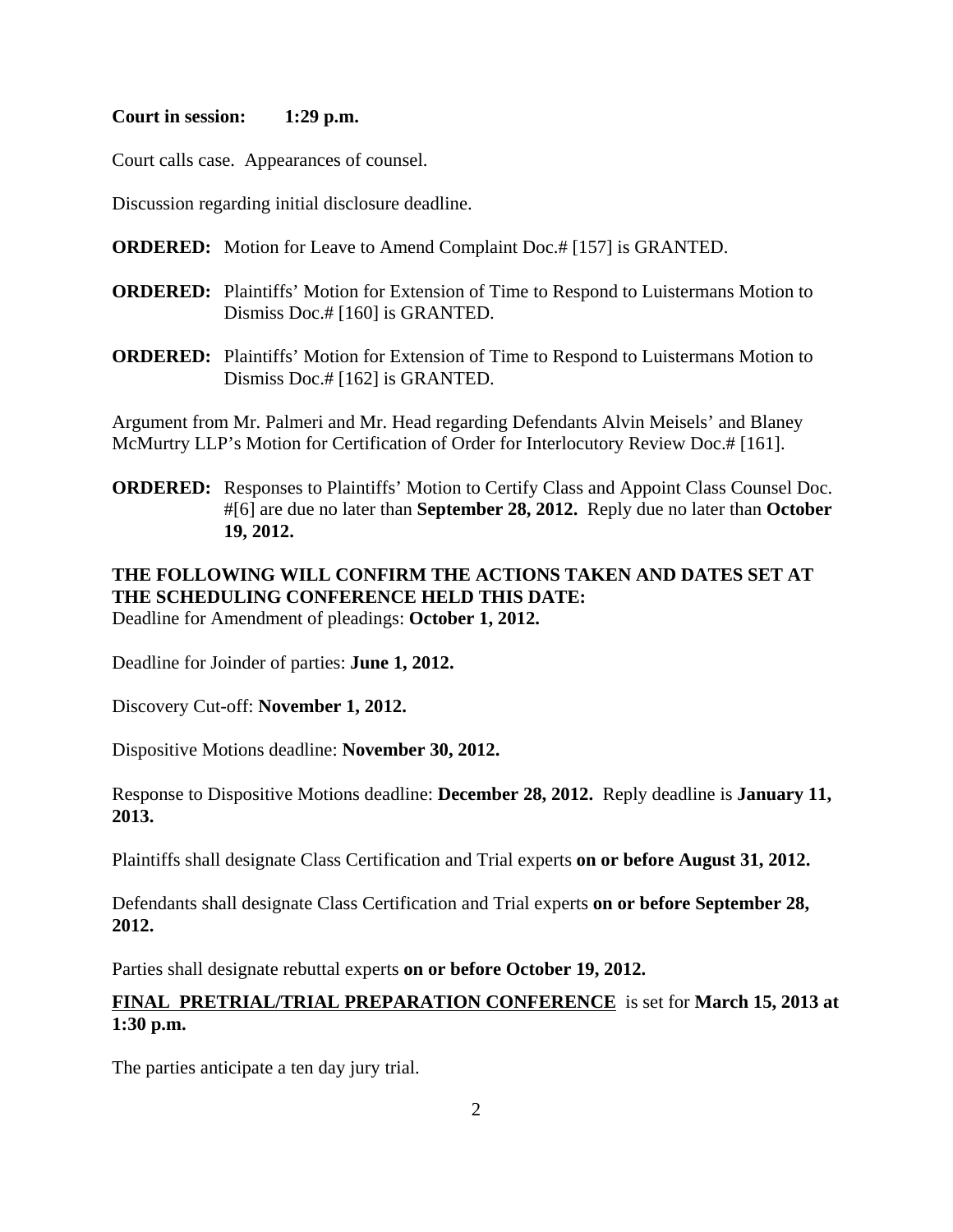**Court in session: 1:29 p.m.**

Court calls case. Appearances of counsel.

Discussion regarding initial disclosure deadline.

**ORDERED:** Motion for Leave to Amend Complaint Doc.# [157] is GRANTED.

**ORDERED:** Plaintiffs' Motion for Extension of Time to Respond to Luistermans Motion to Dismiss Doc.# [160] is GRANTED.

**ORDERED:** Plaintiffs' Motion for Extension of Time to Respond to Luistermans Motion to Dismiss Doc.# [162] is GRANTED.

Argument from Mr. Palmeri and Mr. Head regarding Defendants Alvin Meisels' and Blaney McMurtry LLP's Motion for Certification of Order for Interlocutory Review Doc.# [161].

**ORDERED:** Responses to Plaintiffs' Motion to Certify Class and Appoint Class Counsel Doc. #[6] are due no later than **September 28, 2012.** Reply due no later than **October 19, 2012.**

**THE FOLLOWING WILL CONFIRM THE ACTIONS TAKEN AND DATES SET AT THE SCHEDULING CONFERENCE HELD THIS DATE:**

Deadline for Amendment of pleadings: **October 1, 2012.**

Deadline for Joinder of parties: **June 1, 2012.**

Discovery Cut-off: **November 1, 2012.**

Dispositive Motions deadline: **November 30, 2012.**

Response to Dispositive Motions deadline: **December 28, 2012.** Reply deadline is **January 11, 2013.**

Plaintiffs shall designate Class Certification and Trial experts **on or before August 31, 2012.**

Defendants shall designate Class Certification and Trial experts **on or before September 28, 2012.**

Parties shall designate rebuttal experts **on or before October 19, 2012.**

**FINAL PRETRIAL/TRIAL PREPARATION CONFERENCE** is set for **March 15, 2013 at 1:30 p.m.**

The parties anticipate a ten day jury trial.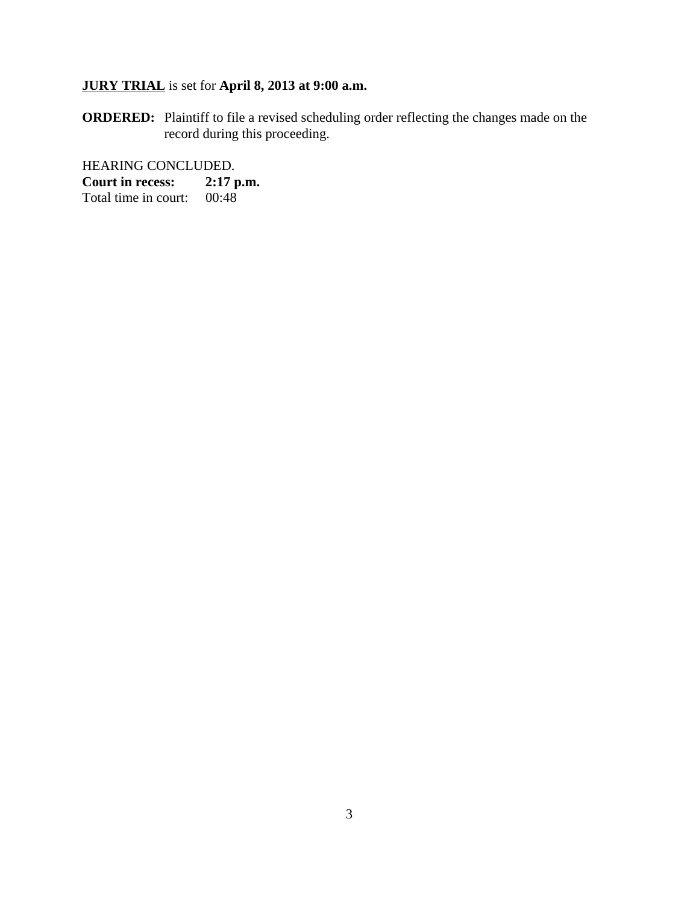**JURY TRIAL** is set for **April 8, 2013 at 9:00 a.m.**

**ORDERED:** Plaintiff to file a revised scheduling order reflecting the changes made on the record during this proceeding.

HEARING CONCLUDED.
**Court in recess: 2:17 p.m.**
Total time in court: 00:48